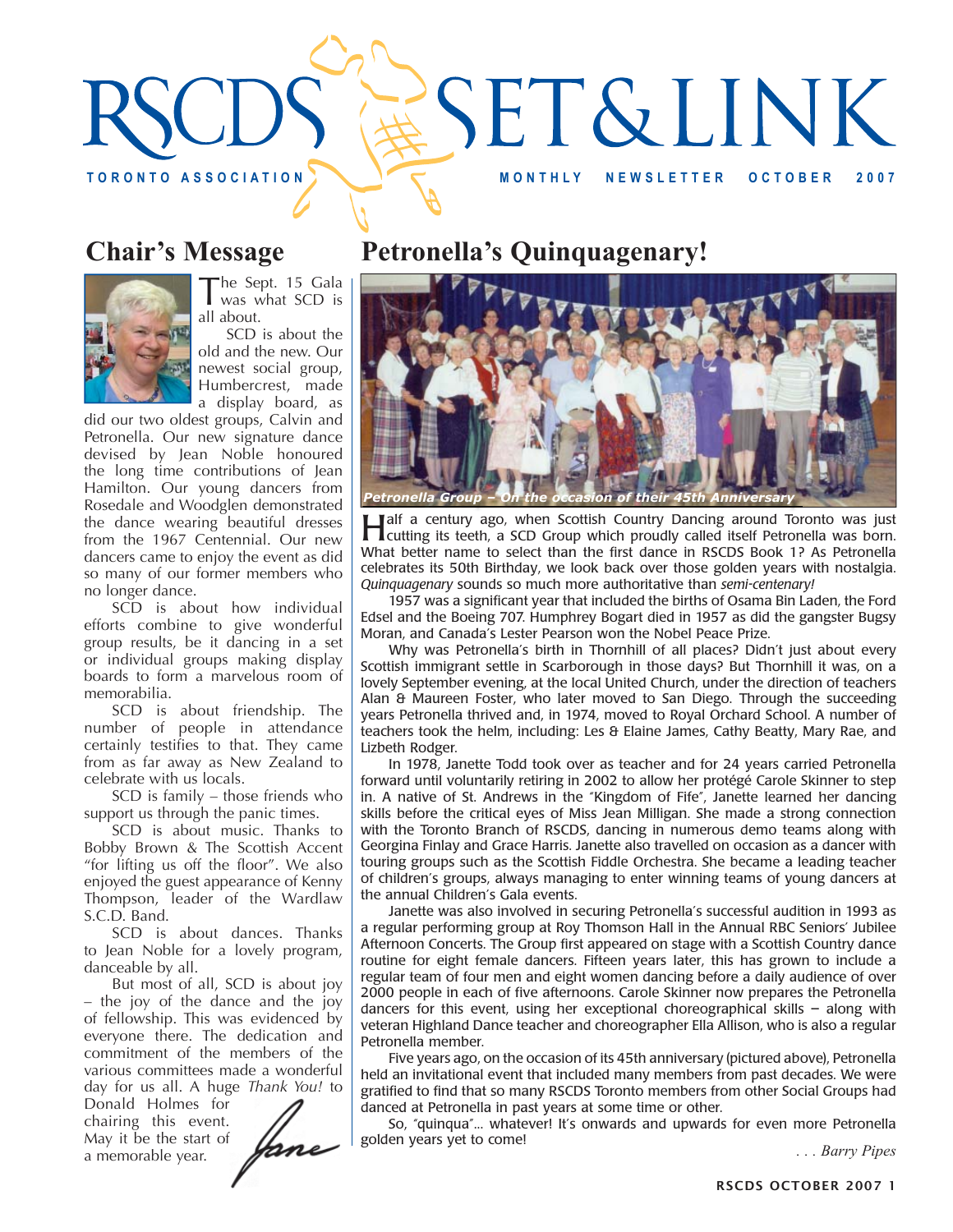# RSCDS SET & LINK

TORONTO ASSOCIATION

MONTHLY NEWSLETTER OCTOBER 2007

## Chair's Message

The Sept. 15 Gala was what SCD is all about.

SCD is about the old and the new. Our newest social group, Humbercrest, made a display board, as did our two oldest groups, Calvin and Petronella. Our new signature dance devised by Jean Noble honoured the long time contributions of Jean Hamilton. Our young dancers from Rosedale and Woodglen demonstrated the dance wearing beautiful dresses from the 1967 Centennial. Our new dancers came to enjoy the event as did so many of our former members who no longer dance.

SCD is about how individual efforts combine to give wonderful group results, be it dancing in a set or individual groups making display boards to form a marvelous room of memorabilia.

SCD is about friendship. The number of people in attendance certainly testifies to that. They came from as far away as New Zealand to celebrate with us locals.

SCD is family – those friends who support us through the panic times.

SCD is about music. Thanks to Bobby Brown & The Scottish Accent "for lifting us off the floor". We also enjoyed the guest appearance of Kenny Thompson, leader of the Wardlaw S.C.D. Band.

SCD is about dances. Thanks to Jean Noble for a lovely program, danceable by all.

But most of all, SCD is about joy – the joy of the dance and the joy of fellowship. This was evidenced by everyone there. The dedication and commitment of the members of the various committees made a wonderful day for us all. A huge *Thank You!* to Donald Holmes for chairing this event. May it be the start of a memorable year.

*Jane*

## Petronella's Quinquagenary!

*Petronella Group – On the occasion of their 45th Anniversary*

Half a century ago, when Scottish Country Dancing around Toronto was just cutting its teeth, a SCD Group which proudly called itself Petronella was born. What better name to select than the first dance in RSCDS Book 1? As Petronella celebrates its 50th Birthday, we look back over those golden years with nostalgia. *Quinquagenary* sounds so much more authoritative than *semi-centenary!*

1957 was a significant year that included the births of Osama Bin Laden, the Ford Edsel and the Boeing 707. Humphrey Bogart died in 1957 as did the gangster Bugsy Moran, and Canada's Lester Pearson won the Nobel Peace Prize.

Why was Petronella's birth in Thornhill of all places? Didn't just about every Scottish immigrant settle in Scarborough in those days? But Thornhill it was, on a lovely September evening, at the local United Church, under the direction of teachers Alan & Maureen Foster, who later moved to San Diego. Through the succeeding years Petronella thrived and, in 1974, moved to Royal Orchard School. A number of teachers took the helm, including: Les & Elaine James, Cathy Beatty, Mary Rae, and Lizbeth Rodger.

In 1978, Janette Todd took over as teacher and for 24 years carried Petronella forward until voluntarily retiring in 2002 to allow her protégé Carole Skinner to step in. A native of St. Andrews in the "Kingdom of Fife", Janette learned her dancing skills before the critical eyes of Miss Jean Milligan. She made a strong connection with the Toronto Branch of RSCDS, dancing in numerous demo teams along with Georgina Finlay and Grace Harris. Janette also travelled on occasion as a dancer with touring groups such as the Scottish Fiddle Orchestra. She became a leading teacher of children's groups, always managing to enter winning teams of young dancers at the annual Children's Gala events.

Janette was also involved in securing Petronella's successful audition in 1993 as a regular performing group at Roy Thomson Hall in the Annual RBC Seniors' Jubilee Afternoon Concerts. The Group first appeared on stage with a Scottish Country dance routine for eight female dancers. Fifteen years later, this has grown to include a regular team of four men and eight women dancing before a daily audience of over 2000 people in each of five afternoons. Carole Skinner now prepares the Petronella dancers for this event, using her exceptional choreographical skills – along with veteran Highland Dance teacher and choreographer Ella Allison, who is also a regular Petronella member.

Five years ago, on the occasion of its 45th anniversary (pictured above), Petronella held an invitational event that included many members from past decades. We were gratified to find that so many RSCDS Toronto members from other Social Groups had danced at Petronella in past years at some time or other.

So, "quinqua"... whatever! It's onwards and upwards for even more Petronella golden years yet to come!

*. . . Barry Pipes*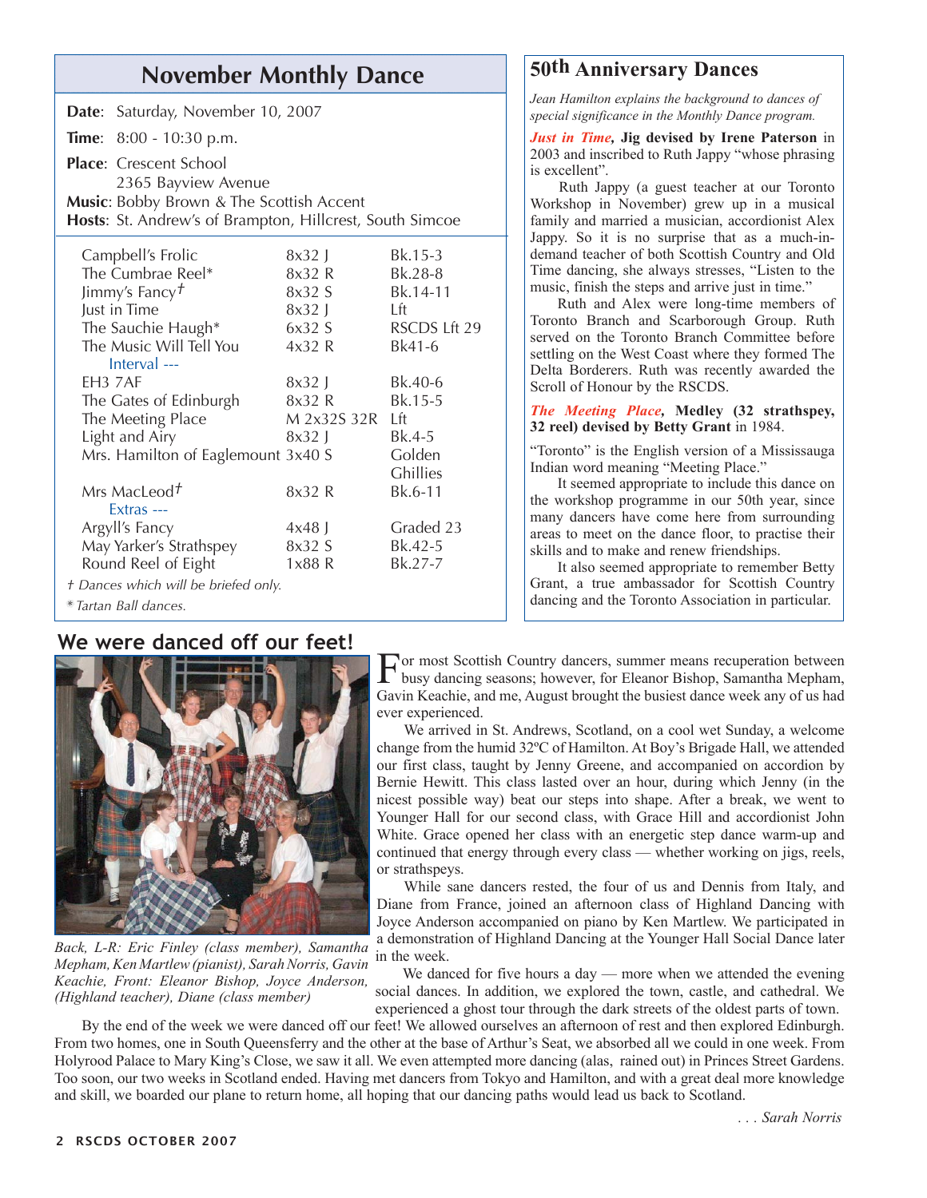## November Monthly Dance

**Date**: Saturday, November 10, 2007

**Time**: 8:00 - 10:30 p.m.

**Place**: Crescent School
2365 Bayview Avenue

**Music**: Bobby Brown & The Scottish Accent

**Hosts**: St. Andrew's of Brampton, Hillcrest, South Simcoe

| Dance | Form | Source |
|---|---|---|
| Campbell's Frolic | 8x32 J | Bk.15-3 |
| The Cumbrae Reel* | 8x32 R | Bk.28-8 |
| Jimmy's Fancy† | 8x32 S | Bk.14-11 |
| Just in Time | 8x32 J | Lft |
| The Sauchie Haugh* | 6x32 S | RSCDS Lft 29 |
| The Music Will Tell You | 4x32 R | Bk41-6 |
| Interval --- | | |
| EH3 7AF | 8x32 J | Bk.40-6 |
| The Gates of Edinburgh | 8x32 R | Bk.15-5 |
| The Meeting Place | M 2x32S 32R | Lft |
| Light and Airy | 8x32 J | Bk.4-5 |
| Mrs. Hamilton of Eaglemount | 3x40 S | Golden Ghillies |
| Mrs MacLeod† | 8x32 R | Bk.6-11 |
| Extras --- | | |
| Argyll's Fancy | 4x48 J | Graded 23 |
| May Yarker's Strathspey | 8x32 S | Bk.42-5 |
| Round Reel of Eight | 1x88 R | Bk.27-7 |

*† Dances which will be briefed only.*

*\* Tartan Ball dances.*

## 50th Anniversary Dances

*Jean Hamilton explains the background to dances of special significance in the Monthly Dance program.*

***Just in Time*, Jig devised by Irene Paterson** in 2003 and inscribed to Ruth Jappy "whose phrasing is excellent".

Ruth Jappy (a guest teacher at our Toronto Workshop in November) grew up in a musical family and married a musician, accordionist Alex Jappy. So it is no surprise that as a much-in-demand teacher of both Scottish Country and Old Time dancing, she always stresses, "Listen to the music, finish the steps and arrive just in time."

Ruth and Alex were long-time members of Toronto Branch and Scarborough Group. Ruth served on the Toronto Branch Committee before settling on the West Coast where they formed The Delta Borderers. Ruth was recently awarded the Scroll of Honour by the RSCDS.

***The Meeting Place*, Medley (32 strathspey, 32 reel) devised by Betty Grant** in 1984.

"Toronto" is the English version of a Mississauga Indian word meaning "Meeting Place."

It seemed appropriate to include this dance on the workshop programme in our 50th year, since many dancers have come here from surrounding areas to meet on the dance floor, to practise their skills and to make and renew friendships.

It also seemed appropriate to remember Betty Grant, a true ambassador for Scottish Country dancing and the Toronto Association in particular.

## We were danced off our feet!

*Back, L-R: Eric Finley (class member), Samantha Mepham, Ken Martlew (pianist), Sarah Norris, Gavin Keachie, Front: Eleanor Bishop, Joyce Anderson, (Highland teacher), Diane (class member)*

For most Scottish Country dancers, summer means recuperation between busy dancing seasons; however, for Eleanor Bishop, Samantha Mepham, Gavin Keachie, and me, August brought the busiest dance week any of us had ever experienced.

We arrived in St. Andrews, Scotland, on a cool wet Sunday, a welcome change from the humid 32ºC of Hamilton. At Boy's Brigade Hall, we attended our first class, taught by Jenny Greene, and accompanied on accordion by Bernie Hewitt. This class lasted over an hour, during which Jenny (in the nicest possible way) beat our steps into shape. After a break, we went to Younger Hall for our second class, with Grace Hill and accordionist John White. Grace opened her class with an energetic step dance warm-up and continued that energy through every class — whether working on jigs, reels, or strathspeys.

While sane dancers rested, the four of us and Dennis from Italy, and Diane from France, joined an afternoon class of Highland Dancing with Joyce Anderson accompanied on piano by Ken Martlew. We participated in a demonstration of Highland Dancing at the Younger Hall Social Dance later in the week.

We danced for five hours a day — more when we attended the evening social dances. In addition, we explored the town, castle, and cathedral. We experienced a ghost tour through the dark streets of the oldest parts of town.

By the end of the week we were danced off our feet! We allowed ourselves an afternoon of rest and then explored Edinburgh. From two homes, one in South Queensferry and the other at the base of Arthur's Seat, we absorbed all we could in one week. From Holyrood Palace to Mary King's Close, we saw it all. We even attempted more dancing (alas, rained out) in Princes Street Gardens. Too soon, our two weeks in Scotland ended. Having met dancers from Tokyo and Hamilton, and with a great deal more knowledge and skill, we boarded our plane to return home, all hoping that our dancing paths would lead us back to Scotland.

*. . . Sarah Norris*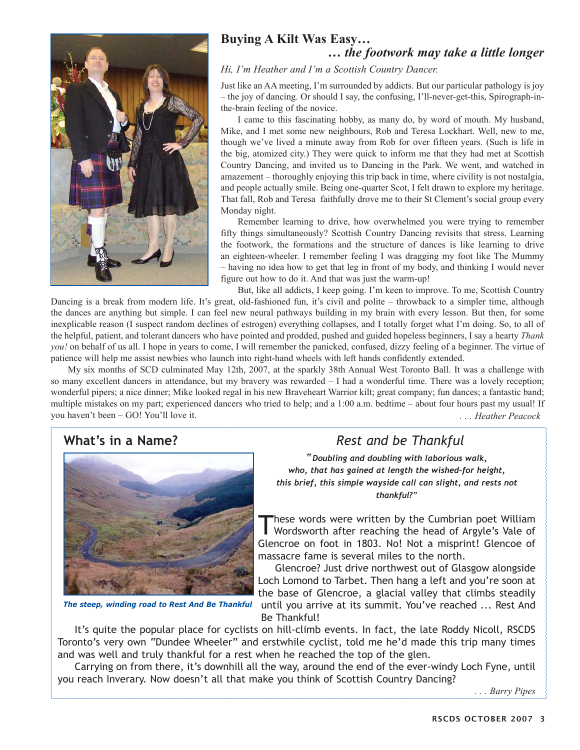## Buying A Kilt Was Easy…
### *… the footwork may take a little longer*

*Hi, I'm Heather and I'm a Scottish Country Dancer.*

Just like an AA meeting, I'm surrounded by addicts. But our particular pathology is joy – the joy of dancing. Or should I say, the confusing, I'll-never-get-this, Spirograph-in-the-brain feeling of the novice.

I came to this fascinating hobby, as many do, by word of mouth. My husband, Mike, and I met some new neighbours, Rob and Teresa Lockhart. Well, new to me, though we've lived a minute away from Rob for over fifteen years. (Such is life in the big, atomized city.) They were quick to inform me that they had met at Scottish Country Dancing, and invited us to Dancing in the Park. We went, and watched in amazement – thoroughly enjoying this trip back in time, where civility is not nostalgia, and people actually smile. Being one-quarter Scot, I felt drawn to explore my heritage. That fall, Rob and Teresa faithfully drove me to their St Clement's social group every Monday night.

Remember learning to drive, how overwhelmed you were trying to remember fifty things simultaneously? Scottish Country Dancing revisits that stress. Learning the footwork, the formations and the structure of dances is like learning to drive an eighteen-wheeler. I remember feeling I was dragging my foot like The Mummy – having no idea how to get that leg in front of my body, and thinking I would never figure out how to do it. And that was just the warm-up!

But, like all addicts, I keep going. I'm keen to improve. To me, Scottish Country Dancing is a break from modern life. It's great, old-fashioned fun, it's civil and polite – throwback to a simpler time, although the dances are anything but simple. I can feel new neural pathways building in my brain with every lesson. But then, for some inexplicable reason (I suspect random declines of estrogen) everything collapses, and I totally forget what I'm doing. So, to all of the helpful, patient, and tolerant dancers who have pointed and prodded, pushed and guided hopeless beginners, I say a hearty *Thank you!* on behalf of us all. I hope in years to come, I will remember the panicked, confused, dizzy feeling of a beginner. The virtue of patience will help me assist newbies who launch into right-hand wheels with left hands confidently extended.

My six months of SCD culminated May 12th, 2007, at the sparkly 38th Annual West Toronto Ball. It was a challenge with so many excellent dancers in attendance, but my bravery was rewarded – I had a wonderful time. There was a lovely reception; wonderful pipers; a nice dinner; Mike looked regal in his Braveheart Warrior kilt; great company; fun dances; a fantastic band; multiple mistakes on my part; experienced dancers who tried to help; and a 1:00 a.m. bedtime – about four hours past my usual! If you haven't been – GO! You'll love it.

*. . . Heather Peacock*

## What's in a Name?

***The steep, winding road to Rest And Be Thankful***

### *Rest and be Thankful*

***"Doubling and doubling with laborious walk, who, that has gained at length the wished-for height, this brief, this simple wayside call can slight, and rests not thankful?"***

These words were written by the Cumbrian poet William Wordsworth after reaching the head of Argyle's Vale of Glencroe on foot in 1803. No! Not a misprint! Glencoe of massacre fame is several miles to the north.

Glencroe? Just drive northwest out of Glasgow alongside Loch Lomond to Tarbet. Then hang a left and you're soon at the base of Glencroe, a glacial valley that climbs steadily until you arrive at its summit. You've reached ... Rest And Be Thankful!

It's quite the popular place for cyclists on hill-climb events. In fact, the late Roddy Nicoll, RSCDS Toronto's very own "Dundee Wheeler" and erstwhile cyclist, told me he'd made this trip many times and was well and truly thankful for a rest when he reached the top of the glen.

Carrying on from there, it's downhill all the way, around the end of the ever-windy Loch Fyne, until you reach Inverary. Now doesn't all that make you think of Scottish Country Dancing?

*. . . Barry Pipes*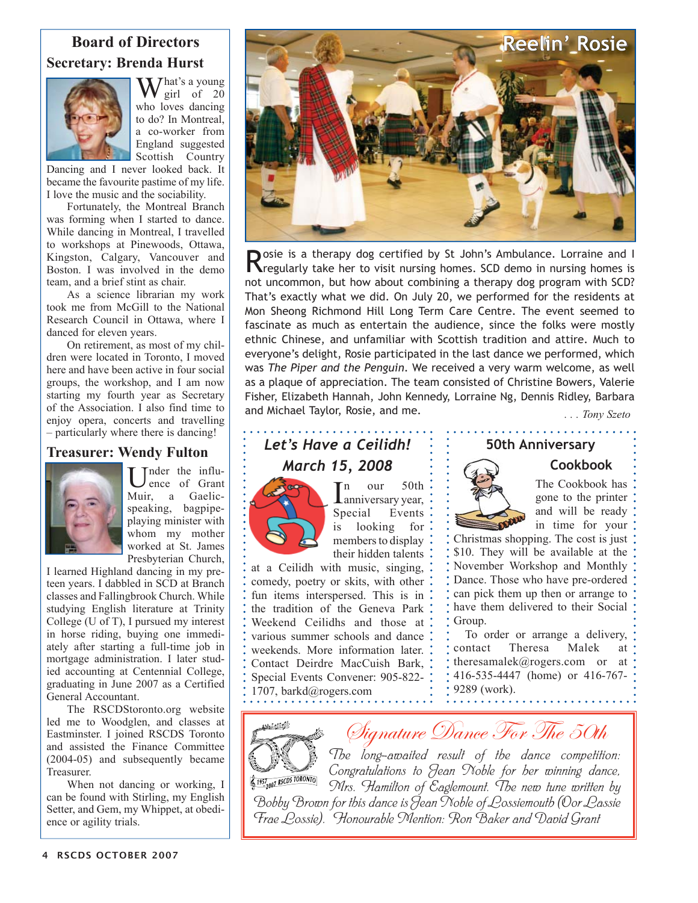# Board of Directors

## Secretary: Brenda Hurst

What's a young girl of 20 who loves dancing to do? In Montreal, a co-worker from England suggested Scottish Country Dancing and I never looked back. It became the favourite pastime of my life. I love the music and the sociability.

Fortunately, the Montreal Branch was forming when I started to dance. While dancing in Montreal, I travelled to workshops at Pinewoods, Ottawa, Kingston, Calgary, Vancouver and Boston. I was involved in the demo team, and a brief stint as chair.

As a science librarian my work took me from McGill to the National Research Council in Ottawa, where I danced for eleven years.

On retirement, as most of my children were located in Toronto, I moved here and have been active in four social groups, the workshop, and I am now starting my fourth year as Secretary of the Association. I also find time to enjoy opera, concerts and travelling – particularly where there is dancing!

## Treasurer: Wendy Fulton

Under the influence of Grant Muir, a Gaelic-speaking, bagpipe-playing minister with whom my mother worked at St. James Presbyterian Church, I learned Highland dancing in my preteen years. I dabbled in SCD at Branch classes and Fallingbrook Church. While studying English literature at Trinity College (U of T), I pursued my interest in horse riding, buying one immediately after starting a full-time job in mortgage administration. I later studied accounting at Centennial College, graduating in June 2007 as a Certified General Accountant.

The RSCDStoronto.org website led me to Woodglen, and classes at Eastminster. I joined RSCDS Toronto and assisted the Finance Committee (2004-05) and subsequently became Treasurer.

When not dancing or working, I can be found with Stirling, my English Setter, and Gem, my Whippet, at obedience or agility trials.

# Reelin' Rosie

Rosie is a therapy dog certified by St John's Ambulance. Lorraine and I regularly take her to visit nursing homes. SCD demo in nursing homes is not uncommon, but how about combining a therapy dog program with SCD? That's exactly what we did. On July 20, we performed for the residents at Mon Sheong Richmond Hill Long Term Care Centre. The event seemed to fascinate as much as entertain the audience, since the folks were mostly ethnic Chinese, and unfamiliar with Scottish tradition and attire. Much to everyone's delight, Rosie participated in the last dance we performed, which was *The Piper and the Penguin*. We received a very warm welcome, as well as a plaque of appreciation. The team consisted of Christine Bowers, Valerie Fisher, Elizabeth Hannah, John Kennedy, Lorraine Ng, Dennis Ridley, Barbara and Michael Taylor, Rosie, and me.

*. . . Tony Szeto*

## *Let's Have a Ceilidh!* *March 15, 2008*

In our 50th anniversary year, Special Events is looking for members to display their hidden talents at a Ceilidh with music, singing, comedy, poetry or skits, with other fun items interspersed. This is in the tradition of the Geneva Park Weekend Ceilidhs and those at various summer schools and dance weekends. More information later. Contact Deirdre MacCuish Bark, Special Events Convener: 905-822-1707, barkd@rogers.com

## 50th Anniversary Cookbook

The Cookbook has gone to the printer and will be ready in time for your Christmas shopping. The cost is just $10. They will be available at the November Workshop and Monthly Dance. Those who have pre-ordered can pick them up then or arrange to have them delivered to their Social Group.

To order or arrange a delivery, contact Theresa Malek at theresamalek@rogers.com or at 416-535-4447 (home) or 416-767-9289 (work).

## *Signature Dance For The 50th*

*The long-awaited result of the dance competition: Congratulations to Jean Noble for her winning dance, Mrs. Hamilton of Eaglemount. The new tune written by Bobby Brown for this dance is Jean Noble of Lossiemouth (Oor Lassie Frae Lossie). Honourable Mention: Ron Baker and David Grant*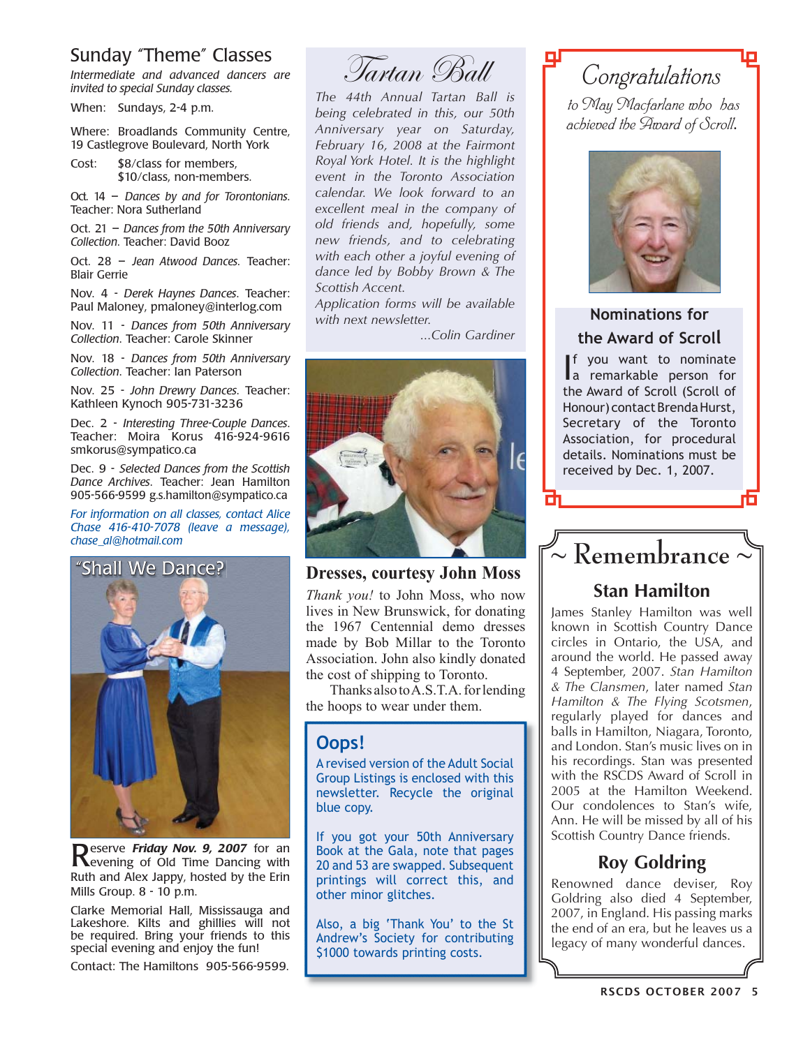## Sunday "Theme" Classes

*Intermediate and advanced dancers are invited to special Sunday classes.*

When: Sundays, 2-4 p.m.

Where: Broadlands Community Centre, 19 Castlegrove Boulevard, North York

Cost: $8/class for members, $10/class, non-members.

Oct. 14 – *Dances by and for Torontonians.* Teacher: Nora Sutherland

Oct. 21 – *Dances from the 50th Anniversary Collection.* Teacher: David Booz

Oct. 28 – *Jean Atwood Dances.* Teacher: Blair Gerrie

Nov. 4 - *Derek Haynes Dances.* Teacher: Paul Maloney, pmaloney@interlog.com

Nov. 11 - *Dances from 50th Anniversary Collection.* Teacher: Carole Skinner

Nov. 18 - *Dances from 50th Anniversary Collection.* Teacher: Ian Paterson

Nov. 25 - *John Drewry Dances.* Teacher: Kathleen Kynoch 905-731-3236

Dec. 2 - *Interesting Three-Couple Dances.* Teacher: Moira Korus 416-924-9616 smkorus@sympatico.ca

Dec. 9 - *Selected Dances from the Scottish Dance Archives.* Teacher: Jean Hamilton 905-566-9599 g.s.hamilton@sympatico.ca

*For information on all classes, contact Alice Chase 416-410-7078 (leave a message), chase_al@hotmail.com*

## "Shall We Dance?"

Reserve ***Friday Nov. 9, 2007*** for an evening of Old Time Dancing with Ruth and Alex Jappy, hosted by the Erin Mills Group. 8 - 10 p.m.

Clarke Memorial Hall, Mississauga and Lakeshore. Kilts and ghillies will not be required. Bring your friends to this special evening and enjoy the fun!

Contact: The Hamiltons 905-566-9599.

## Tartan Ball

*The 44th Annual Tartan Ball is being celebrated in this, our 50th Anniversary year on Saturday, February 16, 2008 at the Fairmont Royal York Hotel. It is the highlight event in the Toronto Association calendar. We look forward to an excellent meal in the company of old friends and, hopefully, some new friends, and to celebrating with each other a joyful evening of dance led by Bobby Brown & The Scottish Accent.*

*Application forms will be available with next newsletter.*

*...Colin Gardiner*

## Dresses, courtesy John Moss

*Thank you!* to John Moss, who now lives in New Brunswick, for donating the 1967 Centennial demo dresses made by Bob Millar to the Toronto Association. John also kindly donated the cost of shipping to Toronto.

Thanks also to A.S.T.A. for lending the hoops to wear under them.

## Oops!

A revised version of the Adult Social Group Listings is enclosed with this newsletter. Recycle the original blue copy.

If you got your 50th Anniversary Book at the Gala, note that pages 20 and 53 are swapped. Subsequent printings will correct this, and other minor glitches.

Also, a big 'Thank You' to the St Andrew's Society for contributing $1000 towards printing costs.

## Congratulations

*to May Macfarlane who has achieved the Award of Scroll.*

### Nominations for the Award of Scroll

If you want to nominate a remarkable person for the Award of Scroll (Scroll of Honour) contact Brenda Hurst, Secretary of the Toronto Association, for procedural details. Nominations must be received by Dec. 1, 2007.

## ~ Remembrance ~

### Stan Hamilton

James Stanley Hamilton was well known in Scottish Country Dance circles in Ontario, the USA, and around the world. He passed away 4 September, 2007. *Stan Hamilton & The Clansmen*, later named *Stan Hamilton & The Flying Scotsmen*, regularly played for dances and balls in Hamilton, Niagara, Toronto, and London. Stan's music lives on in his recordings. Stan was presented with the RSCDS Award of Scroll in 2005 at the Hamilton Weekend. Our condolences to Stan's wife, Ann. He will be missed by all of his Scottish Country Dance friends.

### Roy Goldring

Renowned dance deviser, Roy Goldring also died 4 September, 2007, in England. His passing marks the end of an era, but he leaves us a legacy of many wonderful dances.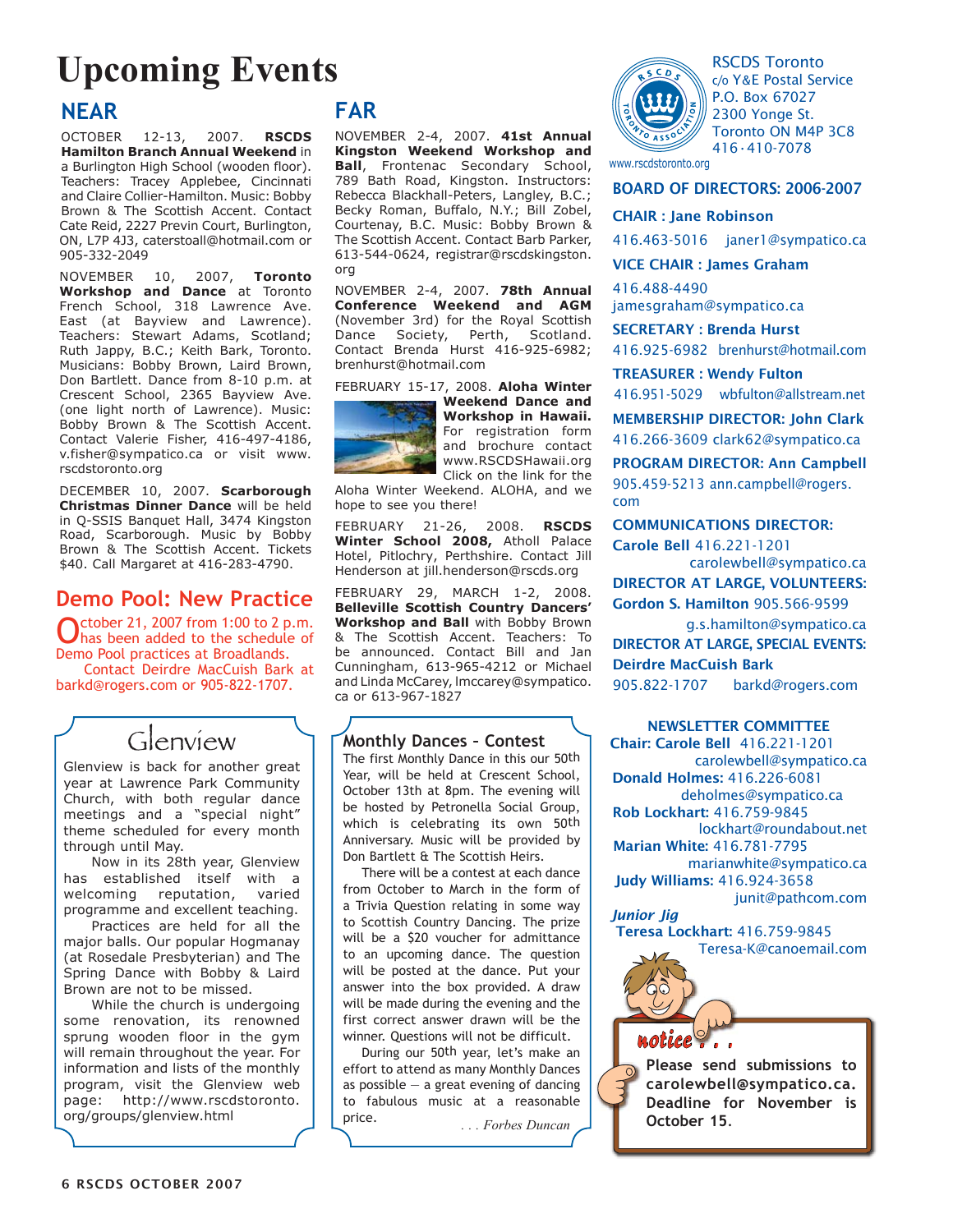# Upcoming Events

## NEAR

OCTOBER 12-13, 2007. **RSCDS Hamilton Branch Annual Weekend** in a Burlington High School (wooden floor). Teachers: Tracey Applebee, Cincinnati and Claire Collier-Hamilton. Music: Bobby Brown & The Scottish Accent. Contact Cate Reid, 2227 Previn Court, Burlington, ON, L7P 4J3, caterstoall@hotmail.com or 905-332-2049

NOVEMBER 10, 2007, **Toronto Workshop and Dance** at Toronto French School, 318 Lawrence Ave. East (at Bayview and Lawrence). Teachers: Stewart Adams, Scotland; Ruth Jappy, B.C.; Keith Bark, Toronto. Musicians: Bobby Brown, Laird Brown, Don Bartlett. Dance from 8-10 p.m. at Crescent School, 2365 Bayview Ave. (one light north of Lawrence). Music: Bobby Brown & The Scottish Accent. Contact Valerie Fisher, 416-497-4186, v.fisher@sympatico.ca or visit www.rscdstoronto.org

DECEMBER 10, 2007. **Scarborough Christmas Dinner Dance** will be held in Q-SSIS Banquet Hall, 3474 Kingston Road, Scarborough. Music by Bobby Brown & The Scottish Accent. Tickets $40. Call Margaret at 416-283-4790.

## Demo Pool: New Practice

October 21, 2007 from 1:00 to 2 p.m. has been added to the schedule of Demo Pool practices at Broadlands.

Contact Deirdre MacCuish Bark at barkd@rogers.com or 905-822-1707.

## Glenview

Glenview is back for another great year at Lawrence Park Community Church, with both regular dance meetings and a "special night" theme scheduled for every month through until May.

Now in its 28th year, Glenview has established itself with a welcoming reputation, varied programme and excellent teaching.

Practices are held for all the major balls. Our popular Hogmanay (at Rosedale Presbyterian) and The Spring Dance with Bobby & Laird Brown are not to be missed.

While the church is undergoing some renovation, its renowned sprung wooden floor in the gym will remain throughout the year. For information and lists of the monthly program, visit the Glenview web page: http://www.rscdstoronto.org/groups/glenview.html

## FAR

NOVEMBER 2-4, 2007. **41st Annual Kingston Weekend Workshop and Ball**, Frontenac Secondary School, 789 Bath Road, Kingston. Instructors: Rebecca Blackhall-Peters, Langley, B.C.; Becky Roman, Buffalo, N.Y.; Bill Zobel, Courtenay, B.C. Music: Bobby Brown & The Scottish Accent. Contact Barb Parker, 613-544-0624, registrar@rscdskingston.org

NOVEMBER 2-4, 2007. **78th Annual Conference Weekend and AGM** (November 3rd) for the Royal Scottish Dance Society, Perth, Scotland. Contact Brenda Hurst 416-925-6982; brenhurst@hotmail.com

FEBRUARY 15-17, 2008. **Aloha Winter Weekend Dance and Workshop in Hawaii.** For registration form and brochure contact www.RSCDSHawaii.org Click on the link for the Aloha Winter Weekend. ALOHA, and we hope to see you there!

FEBRUARY 21-26, 2008. **RSCDS Winter School 2008,** Atholl Palace Hotel, Pitlochry, Perthshire. Contact Jill Henderson at jill.henderson@rscds.org

FEBRUARY 29, MARCH 1-2, 2008. **Belleville Scottish Country Dancers' Workshop and Ball** with Bobby Brown & The Scottish Accent. Teachers: To be announced. Contact Bill and Jan Cunningham, 613-965-4212 or Michael and Linda McCarey, lmccarey@sympatico.ca or 613-967-1827

## Monthly Dances - Contest

The first Monthly Dance in this our 50th Year, will be held at Crescent School, October 13th at 8pm. The evening will be hosted by Petronella Social Group, which is celebrating its own 50th Anniversary. Music will be provided by Don Bartlett & The Scottish Heirs.

There will be a contest at each dance from October to March in the form of a Trivia Question relating in some way to Scottish Country Dancing. The prize will be a $20 voucher for admittance to an upcoming dance. The question will be posted at the dance. Put your answer into the box provided. A draw will be made during the evening and the first correct answer drawn will be the winner. Questions will not be difficult.

During our 50th year, let's make an effort to attend as many Monthly Dances as possible – a great evening of dancing to fabulous music at a reasonable price.

*. . . Forbes Duncan*

RSCDS Toronto
c/o Y&E Postal Service
P.O. Box 67027
2300 Yonge St.
Toronto ON M4P 3C8
416·410-7078
www.rscdstoronto.org

## BOARD OF DIRECTORS: 2006-2007

**CHAIR : Jane Robinson**
416.463-5016 janer1@sympatico.ca

**VICE CHAIR : James Graham**
416.488-4490 jamesgraham@sympatico.ca

**SECRETARY : Brenda Hurst**
416.925-6982 brenhurst@hotmail.com

**TREASURER : Wendy Fulton**
416.951-5029 wbfulton@allstream.net

**MEMBERSHIP DIRECTOR: John Clark**
416.266-3609 clark62@sympatico.ca

**PROGRAM DIRECTOR: Ann Campbell**
905.459-5213 ann.campbell@rogers.com

**COMMUNICATIONS DIRECTOR: Carole Bell** 416.221-1201 carolewbell@sympatico.ca

**DIRECTOR AT LARGE, VOLUNTEERS: Gordon S. Hamilton** 905.566-9599 g.s.hamilton@sympatico.ca

**DIRECTOR AT LARGE, SPECIAL EVENTS: Deirdre MacCuish Bark**
905.822-1707 barkd@rogers.com

## NEWSLETTER COMMITTEE

**Chair: Carole Bell** 416.221-1201 carolewbell@sympatico.ca
**Donald Holmes:** 416.226-6081 deholmes@sympatico.ca
**Rob Lockhart:** 416.759-9845 lockhart@roundabout.net
**Marian White:** 416.781-7795 marianwhite@sympatico.ca
**Judy Williams:** 416.924-3658 junit@pathcom.com

***Junior Jig***
**Teresa Lockhart:** 416.759-9845 Teresa-K@canoemail.com

*notice . . .*

**Please send submissions to carolewbell@sympatico.ca. Deadline for November is October 15.**